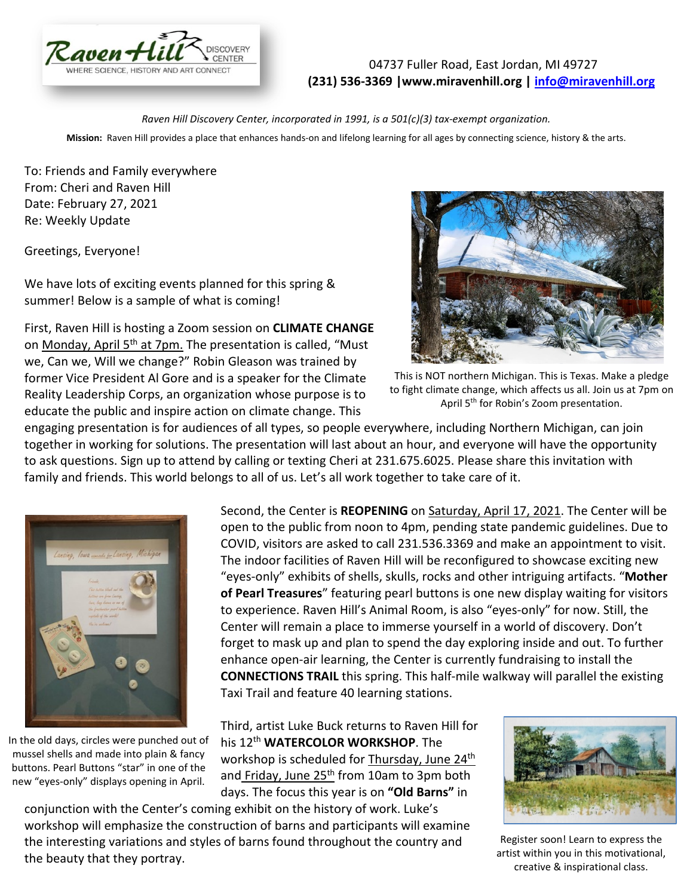Raven Hill DISCOVERY CENTER
WHERE SCIENCE, HISTORY AND ART CONNECT

04737 Fuller Road, East Jordan, MI 49727
**(231) 536-3369 |www.miravenhill.org | info@miravenhill.org**

*Raven Hill Discovery Center, incorporated in 1991, is a 501(c)(3) tax-exempt organization.*

**Mission:** Raven Hill provides a place that enhances hands-on and lifelong learning for all ages by connecting science, history & the arts.

To: Friends and Family everywhere
From: Cheri and Raven Hill
Date: February 27, 2021
Re: Weekly Update

Greetings, Everyone!

We have lots of exciting events planned for this spring & summer! Below is a sample of what is coming!

First, Raven Hill is hosting a Zoom session on **CLIMATE CHANGE** on Monday, April 5th at 7pm. The presentation is called, "Must we, Can we, Will we change?" Robin Gleason was trained by former Vice President Al Gore and is a speaker for the Climate Reality Leadership Corps, an organization whose purpose is to educate the public and inspire action on climate change. This engaging presentation is for audiences of all types, so people everywhere, including Northern Michigan, can join together in working for solutions. The presentation will last about an hour, and everyone will have the opportunity to ask questions. Sign up to attend by calling or texting Cheri at 231.675.6025. Please share this invitation with family and friends. This world belongs to all of us. Let's all work together to take care of it.

This is NOT northern Michigan. This is Texas. Make a pledge to fight climate change, which affects us all. Join us at 7pm on April 5th for Robin's Zoom presentation.

Second, the Center is **REOPENING** on Saturday, April 17, 2021. The Center will be open to the public from noon to 4pm, pending state pandemic guidelines. Due to COVID, visitors are asked to call 231.536.3369 and make an appointment to visit. The indoor facilities of Raven Hill will be reconfigured to showcase exciting new "eyes-only" exhibits of shells, skulls, rocks and other intriguing artifacts. "**Mother of Pearl Treasures**" featuring pearl buttons is one new display waiting for visitors to experience. Raven Hill's Animal Room, is also "eyes-only" for now. Still, the Center will remain a place to immerse yourself in a world of discovery. Don't forget to mask up and plan to spend the day exploring inside and out. To further enhance open-air learning, the Center is currently fundraising to install the **CONNECTIONS TRAIL** this spring. This half-mile walkway will parallel the existing Taxi Trail and feature 40 learning stations.

In the old days, circles were punched out of mussel shells and made into plain & fancy buttons. Pearl Buttons "star" in one of the new "eyes-only" displays opening in April.

Third, artist Luke Buck returns to Raven Hill for his 12th **WATERCOLOR WORKSHOP**. The workshop is scheduled for Thursday, June 24th and Friday, June 25th from 10am to 3pm both days. The focus this year is on **"Old Barns"** in conjunction with the Center's coming exhibit on the history of work. Luke's workshop will emphasize the construction of barns and participants will examine the interesting variations and styles of barns found throughout the country and the beauty that they portray.

Register soon! Learn to express the artist within you in this motivational, creative & inspirational class.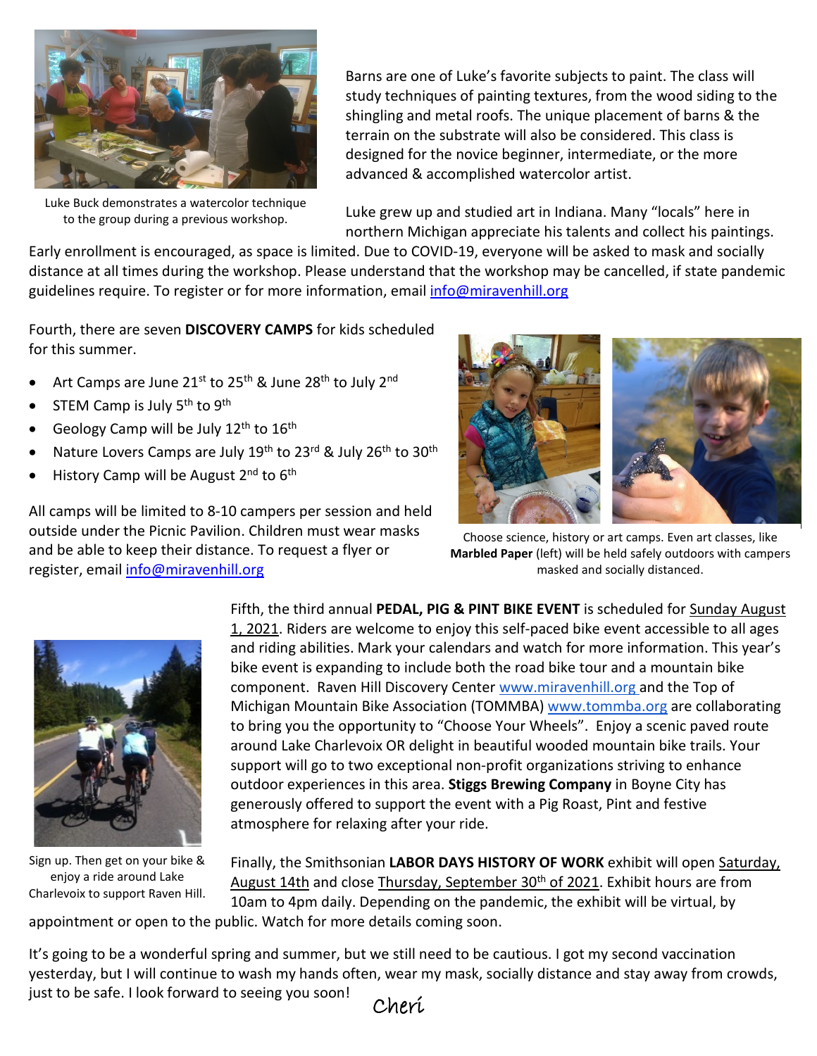Luke Buck demonstrates a watercolor technique to the group during a previous workshop.

Barns are one of Luke's favorite subjects to paint. The class will study techniques of painting textures, from the wood siding to the shingling and metal roofs. The unique placement of barns & the terrain on the substrate will also be considered. This class is designed for the novice beginner, intermediate, or the more advanced & accomplished watercolor artist.

Luke grew up and studied art in Indiana. Many "locals" here in northern Michigan appreciate his talents and collect his paintings. Early enrollment is encouraged, as space is limited. Due to COVID-19, everyone will be asked to mask and socially distance at all times during the workshop. Please understand that the workshop may be cancelled, if state pandemic guidelines require. To register or for more information, email info@miravenhill.org

Fourth, there are seven **DISCOVERY CAMPS** for kids scheduled for this summer.

- Art Camps are June 21st to 25th & June 28th to July 2nd
- STEM Camp is July 5th to 9th
- Geology Camp will be July 12th to 16th
- Nature Lovers Camps are July 19th to 23rd & July 26th to 30th
- History Camp will be August 2nd to 6th

All camps will be limited to 8-10 campers per session and held outside under the Picnic Pavilion. Children must wear masks and be able to keep their distance. To request a flyer or register, email info@miravenhill.org

Choose science, history or art camps. Even art classes, like **Marbled Paper** (left) will be held safely outdoors with campers masked and socially distanced.

Fifth, the third annual **PEDAL, PIG & PINT BIKE EVENT** is scheduled for Sunday August 1, 2021. Riders are welcome to enjoy this self-paced bike event accessible to all ages and riding abilities. Mark your calendars and watch for more information. This year's bike event is expanding to include both the road bike tour and a mountain bike component. Raven Hill Discovery Center www.miravenhill.org and the Top of Michigan Mountain Bike Association (TOMMBA) www.tommba.org are collaborating to bring you the opportunity to "Choose Your Wheels". Enjoy a scenic paved route around Lake Charlevoix OR delight in beautiful wooded mountain bike trails. Your support will go to two exceptional non-profit organizations striving to enhance outdoor experiences in this area. **Stiggs Brewing Company** in Boyne City has generously offered to support the event with a Pig Roast, Pint and festive atmosphere for relaxing after your ride.

Sign up. Then get on your bike & enjoy a ride around Lake Charlevoix to support Raven Hill.

Finally, the Smithsonian **LABOR DAYS HISTORY OF WORK** exhibit will open Saturday, August 14th and close Thursday, September 30th of 2021. Exhibit hours are from 10am to 4pm daily. Depending on the pandemic, the exhibit will be virtual, by appointment or open to the public. Watch for more details coming soon.

It's going to be a wonderful spring and summer, but we still need to be cautious. I got my second vaccination yesterday, but I will continue to wash my hands often, wear my mask, socially distance and stay away from crowds, just to be safe. I look forward to seeing you soon!

Cheri